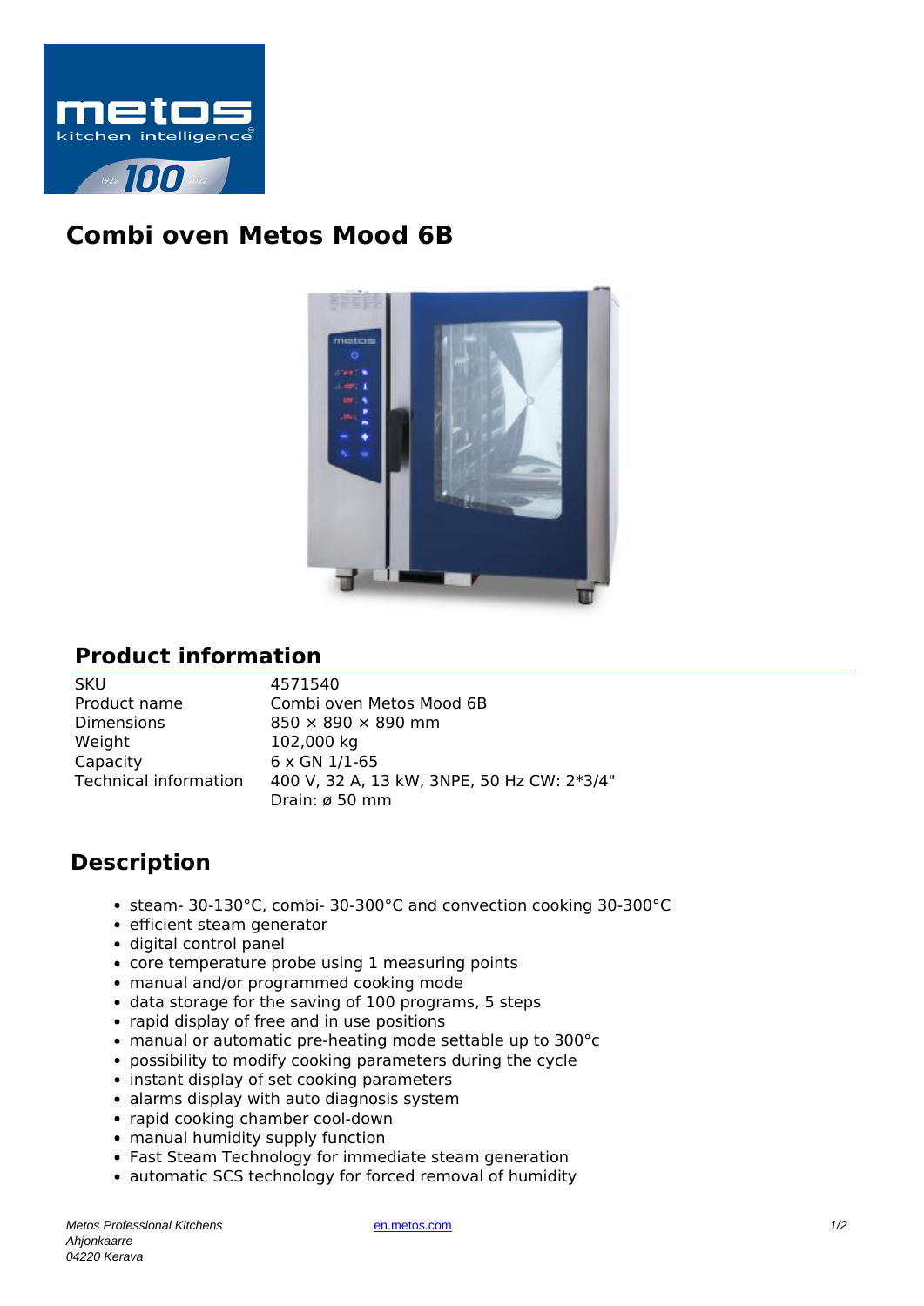# Combi oven Metos Mood 6B

## Product information

| | |
|---|---|
| SKU | 4571540 |
| Product name | Combi oven Metos Mood 6B |
| Dimensions | 850 × 890 × 890 mm |
| Weight | 102,000 kg |
| Capacity | 6 x GN 1/1-65 |
| Technical information | 400 V, 32 A, 13 kW, 3NPE, 50 Hz CW: 2*3/4" Drain: ø 50 mm |

## Description

- steam- 30-130°C, combi- 30-300°C and convection cooking 30-300°C
- efficient steam generator
- digital control panel
- core temperature probe using 1 measuring points
- manual and/or programmed cooking mode
- data storage for the saving of 100 programs, 5 steps
- rapid display of free and in use positions
- manual or automatic pre-heating mode settable up to 300°c
- possibility to modify cooking parameters during the cycle
- instant display of set cooking parameters
- alarms display with auto diagnosis system
- rapid cooking chamber cool-down
- manual humidity supply function
- Fast Steam Technology for immediate steam generation
- automatic SCS technology for forced removal of humidity

*Metos Professional Kitchens*
*Ahjonkaarre*
*04220 Kerava*

en.metos.com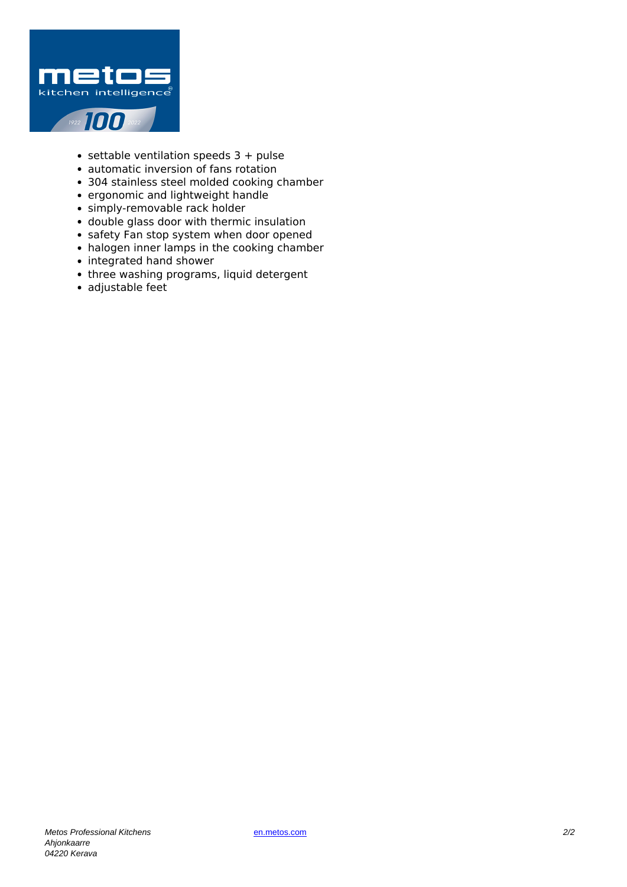- settable ventilation speeds 3 + pulse
- automatic inversion of fans rotation
- 304 stainless steel molded cooking chamber
- ergonomic and lightweight handle
- simply-removable rack holder
- double glass door with thermic insulation
- safety Fan stop system when door opened
- halogen inner lamps in the cooking chamber
- integrated hand shower
- three washing programs, liquid detergent
- adjustable feet